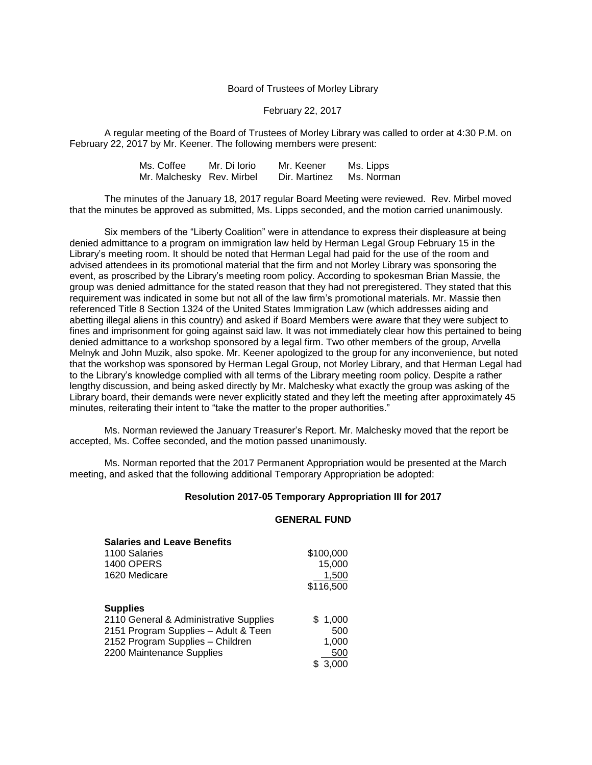Board of Trustees of Morley Library

February 22, 2017

A regular meeting of the Board of Trustees of Morley Library was called to order at 4:30 P.M. on February 22, 2017 by Mr. Keener. The following members were present:

| | | | |
|---|---|---|---|
| Ms. Coffee | Mr. Di Iorio | Mr. Keener | Ms. Lipps |
| Mr. Malchesky | Rev. Mirbel | Dir. Martinez | Ms. Norman |

The minutes of the January 18, 2017 regular Board Meeting were reviewed. Rev. Mirbel moved that the minutes be approved as submitted, Ms. Lipps seconded, and the motion carried unanimously.

Six members of the "Liberty Coalition" were in attendance to express their displeasure at being denied admittance to a program on immigration law held by Herman Legal Group February 15 in the Library's meeting room. It should be noted that Herman Legal had paid for the use of the room and advised attendees in its promotional material that the firm and not Morley Library was sponsoring the event, as proscribed by the Library's meeting room policy. According to spokesman Brian Massie, the group was denied admittance for the stated reason that they had not preregistered. They stated that this requirement was indicated in some but not all of the law firm's promotional materials. Mr. Massie then referenced Title 8 Section 1324 of the United States Immigration Law (which addresses aiding and abetting illegal aliens in this country) and asked if Board Members were aware that they were subject to fines and imprisonment for going against said law. It was not immediately clear how this pertained to being denied admittance to a workshop sponsored by a legal firm. Two other members of the group, Arvella Melnyk and John Muzik, also spoke. Mr. Keener apologized to the group for any inconvenience, but noted that the workshop was sponsored by Herman Legal Group, not Morley Library, and that Herman Legal had to the Library's knowledge complied with all terms of the Library meeting room policy. Despite a rather lengthy discussion, and being asked directly by Mr. Malchesky what exactly the group was asking of the Library board, their demands were never explicitly stated and they left the meeting after approximately 45 minutes, reiterating their intent to "take the matter to the proper authorities."

Ms. Norman reviewed the January Treasurer's Report. Mr. Malchesky moved that the report be accepted, Ms. Coffee seconded, and the motion passed unanimously.

Ms. Norman reported that the 2017 Permanent Appropriation would be presented at the March meeting, and asked that the following additional Temporary Appropriation be adopted:

**Resolution 2017-05 Temporary Appropriation III for 2017**

**GENERAL FUND**

| **Salaries and Leave Benefits** | |
|---|---|
| 1100 Salaries | $100,000 |
| 1400 OPERS | 15,000 |
| 1620 Medicare | 1,500 |
| | $116,500 |

| **Supplies** | |
|---|---|
| 2110 General & Administrative Supplies | $ 1,000 |
| 2151 Program Supplies – Adult & Teen | 500 |
| 2152 Program Supplies – Children | 1,000 |
| 2200 Maintenance Supplies | 500 |
| | $ 3,000 |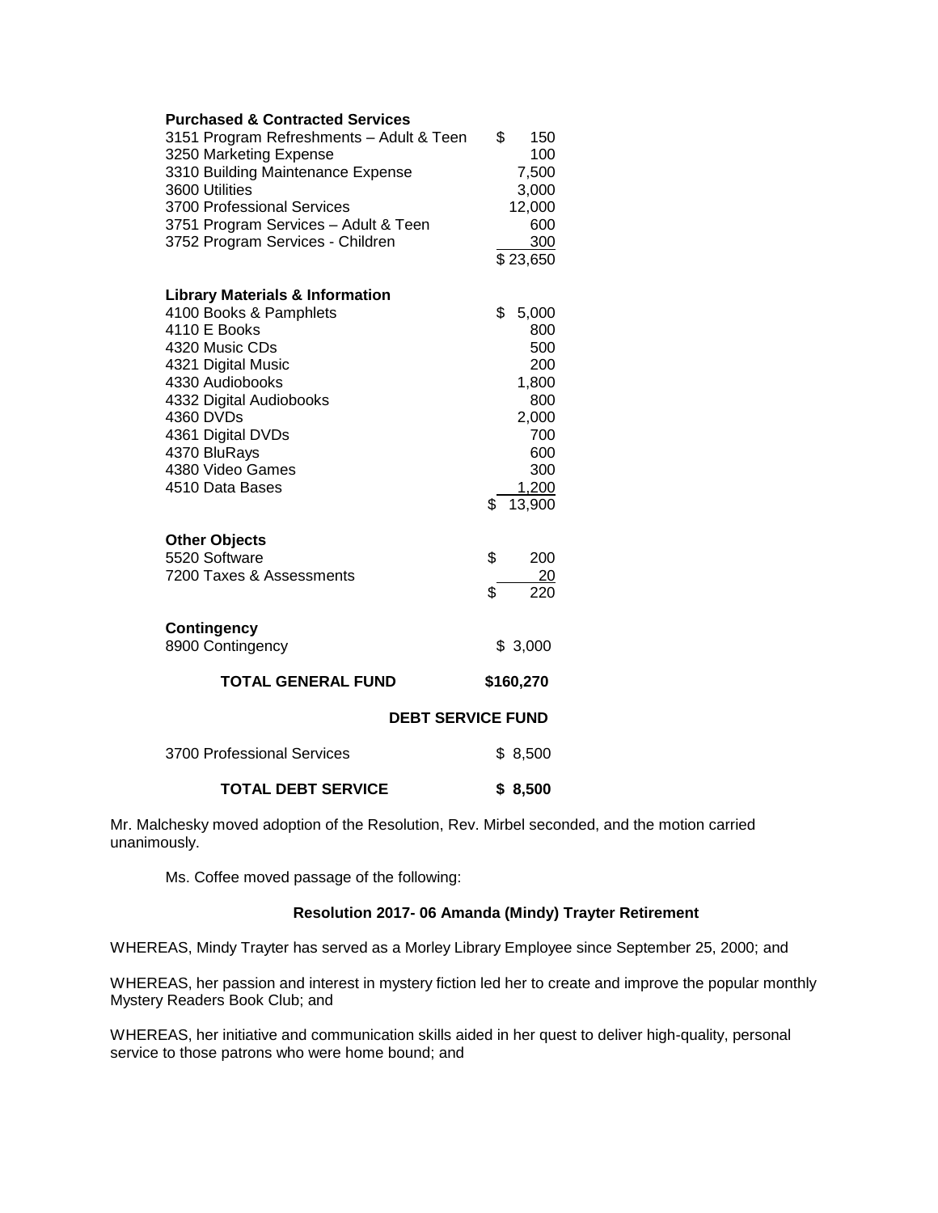| **Purchased & Contracted Services** | |
|---|---|
| 3151 Program Refreshments – Adult & Teen | $ 150 |
| 3250 Marketing Expense | 100 |
| 3310 Building Maintenance Expense | 7,500 |
| 3600 Utilities | 3,000 |
| 3700 Professional Services | 12,000 |
| 3751 Program Services – Adult & Teen | 600 |
| 3752 Program Services - Children | 300 |
| | $ 23,650 |

| **Library Materials & Information** | |
|---|---|
| 4100 Books & Pamphlets | $ 5,000 |
| 4110 E Books | 800 |
| 4320 Music CDs | 500 |
| 4321 Digital Music | 200 |
| 4330 Audiobooks | 1,800 |
| 4332 Digital Audiobooks | 800 |
| 4360 DVDs | 2,000 |
| 4361 Digital DVDs | 700 |
| 4370 BluRays | 600 |
| 4380 Video Games | 300 |
| 4510 Data Bases | 1,200 |
| | $ 13,900 |

| **Other Objects** | |
|---|---|
| 5520 Software | $ 200 |
| 7200 Taxes & Assessments | 20 |
| | $ 220 |

| **Contingency** | |
|---|---|
| 8900 Contingency | $ 3,000 |

| **TOTAL GENERAL FUND** | **$160,270** |
|---|---|

**DEBT SERVICE FUND**

| 3700 Professional Services | $ 8,500 |
|---|---|
| **TOTAL DEBT SERVICE** | **$ 8,500** |

Mr. Malchesky moved adoption of the Resolution, Rev. Mirbel seconded, and the motion carried unanimously.

Ms. Coffee moved passage of the following:

**Resolution 2017- 06 Amanda (Mindy) Trayter Retirement**

WHEREAS, Mindy Trayter has served as a Morley Library Employee since September 25, 2000; and

WHEREAS, her passion and interest in mystery fiction led her to create and improve the popular monthly Mystery Readers Book Club; and

WHEREAS, her initiative and communication skills aided in her quest to deliver high-quality, personal service to those patrons who were home bound; and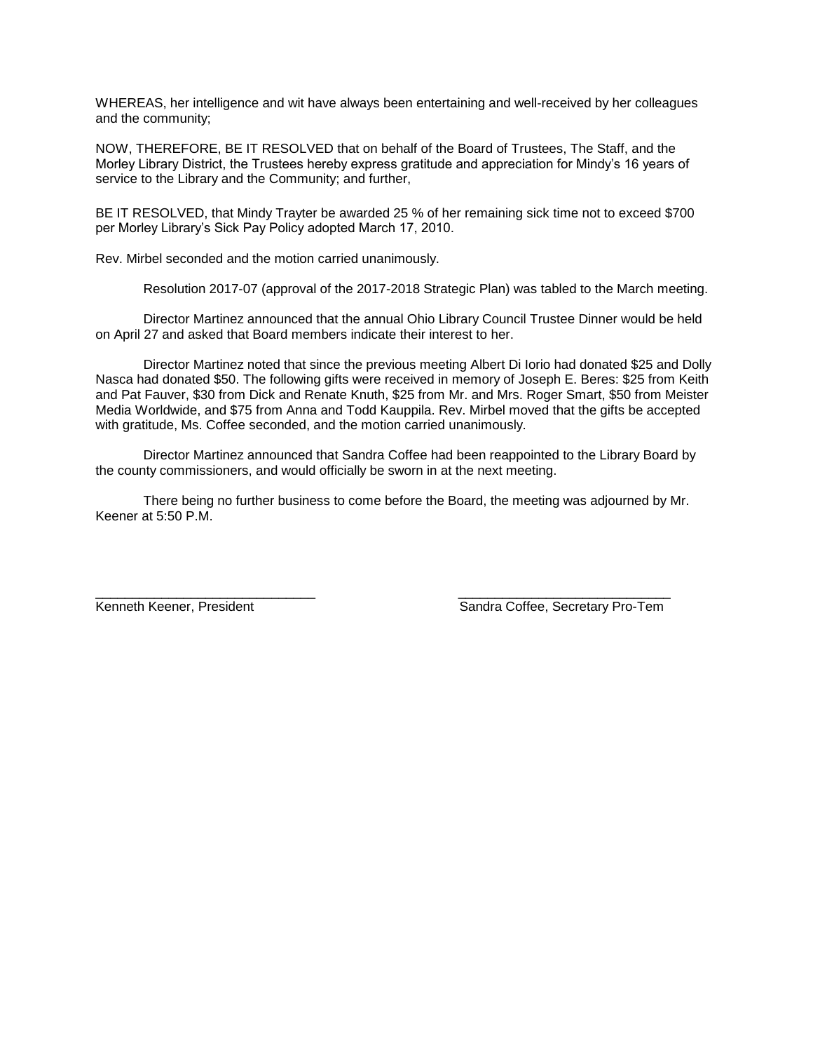WHEREAS, her intelligence and wit have always been entertaining and well-received by her colleagues and the community;

NOW, THEREFORE, BE IT RESOLVED that on behalf of the Board of Trustees, The Staff, and the Morley Library District, the Trustees hereby express gratitude and appreciation for Mindy's 16 years of service to the Library and the Community; and further,

BE IT RESOLVED, that Mindy Trayter be awarded 25 % of her remaining sick time not to exceed $700 per Morley Library's Sick Pay Policy adopted March 17, 2010.

Rev. Mirbel seconded and the motion carried unanimously.

Resolution 2017-07 (approval of the 2017-2018 Strategic Plan) was tabled to the March meeting.

Director Martinez announced that the annual Ohio Library Council Trustee Dinner would be held on April 27 and asked that Board members indicate their interest to her.

Director Martinez noted that since the previous meeting Albert Di Iorio had donated $25 and Dolly Nasca had donated $50. The following gifts were received in memory of Joseph E. Beres: $25 from Keith and Pat Fauver, $30 from Dick and Renate Knuth, $25 from Mr. and Mrs. Roger Smart, $50 from Meister Media Worldwide, and $75 from Anna and Todd Kauppila. Rev. Mirbel moved that the gifts be accepted with gratitude, Ms. Coffee seconded, and the motion carried unanimously.

Director Martinez announced that Sandra Coffee had been reappointed to the Library Board by the county commissioners, and would officially be sworn in at the next meeting.

There being no further business to come before the Board, the meeting was adjourned by Mr. Keener at 5:50 P.M.

______________________________ ______________________________

Kenneth Keener, President Sandra Coffee, Secretary Pro-Tem